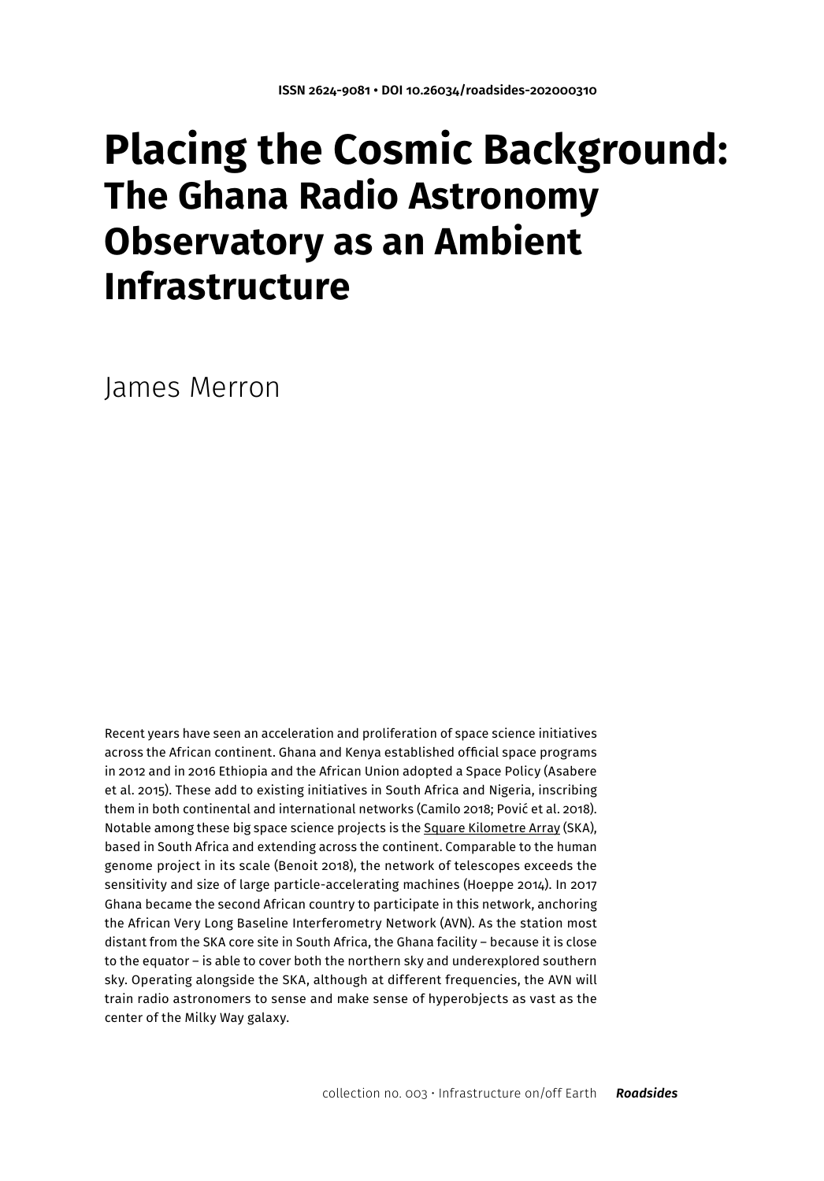ISSN 2624-9081 • DOI 10.26034/roadsides-202000310

# Placing the Cosmic Background: The Ghana Radio Astronomy Observatory as an Ambient Infrastructure

James Merron

Recent years have seen an acceleration and proliferation of space science initiatives across the African continent. Ghana and Kenya established official space programs in 2012 and in 2016 Ethiopia and the African Union adopted a Space Policy (Asabere et al. 2015). These add to existing initiatives in South Africa and Nigeria, inscribing them in both continental and international networks (Camilo 2018; Pović et al. 2018). Notable among these big space science projects is the Square Kilometre Array (SKA), based in South Africa and extending across the continent. Comparable to the human genome project in its scale (Benoit 2018), the network of telescopes exceeds the sensitivity and size of large particle-accelerating machines (Hoeppe 2014). In 2017 Ghana became the second African country to participate in this network, anchoring the African Very Long Baseline Interferometry Network (AVN). As the station most distant from the SKA core site in South Africa, the Ghana facility – because it is close to the equator – is able to cover both the northern sky and underexplored southern sky. Operating alongside the SKA, although at different frequencies, the AVN will train radio astronomers to sense and make sense of hyperobjects as vast as the center of the Milky Way galaxy.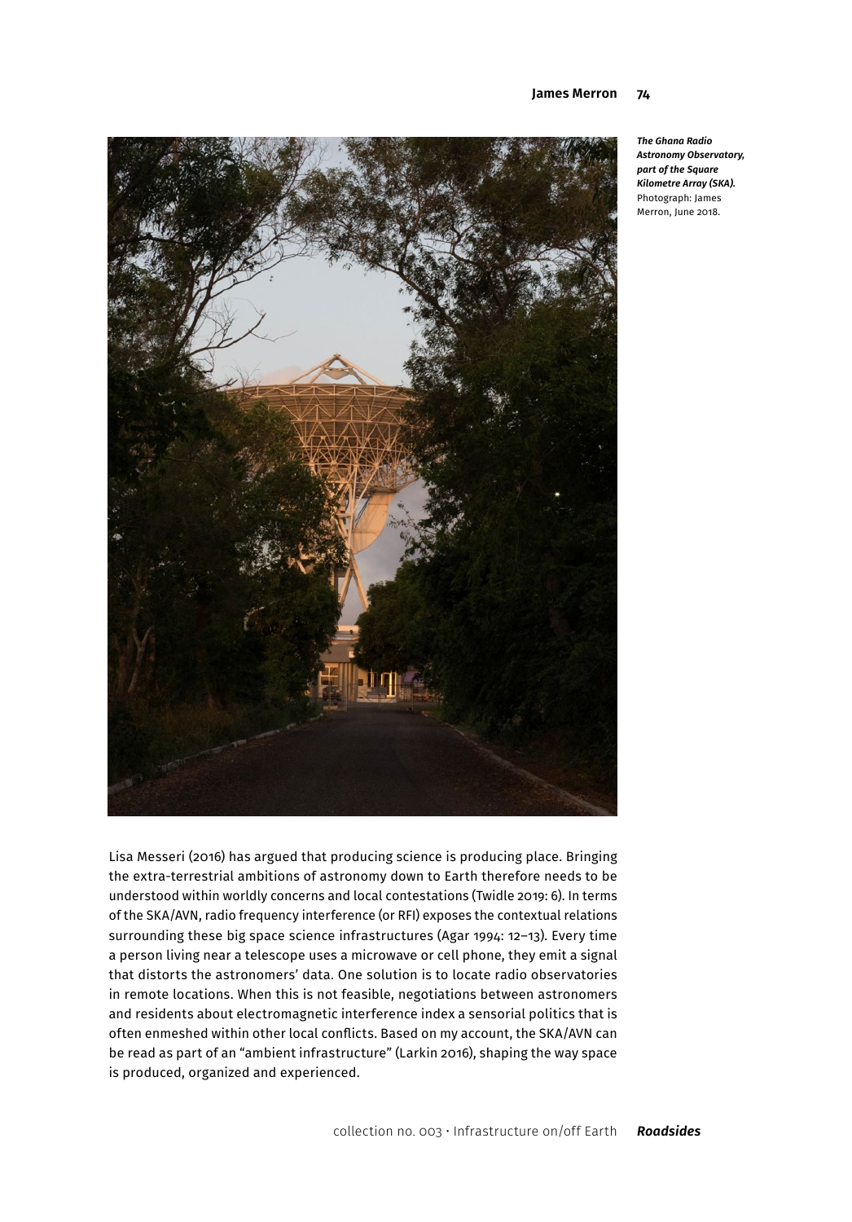*The Ghana Radio Astronomy Observatory, part of the Square Kilometre Array (SKA).* Photograph: James Merron, June 2018.

Lisa Messeri (2016) has argued that producing science is producing place. Bringing the extra-terrestrial ambitions of astronomy down to Earth therefore needs to be understood within worldly concerns and local contestations (Twidle 2019: 6). In terms of the SKA/AVN, radio frequency interference (or RFI) exposes the contextual relations surrounding these big space science infrastructures (Agar 1994: 12–13). Every time a person living near a telescope uses a microwave or cell phone, they emit a signal that distorts the astronomers' data. One solution is to locate radio observatories in remote locations. When this is not feasible, negotiations between astronomers and residents about electromagnetic interference index a sensorial politics that is often enmeshed within other local conflicts. Based on my account, the SKA/AVN can be read as part of an "ambient infrastructure" (Larkin 2016), shaping the way space is produced, organized and experienced.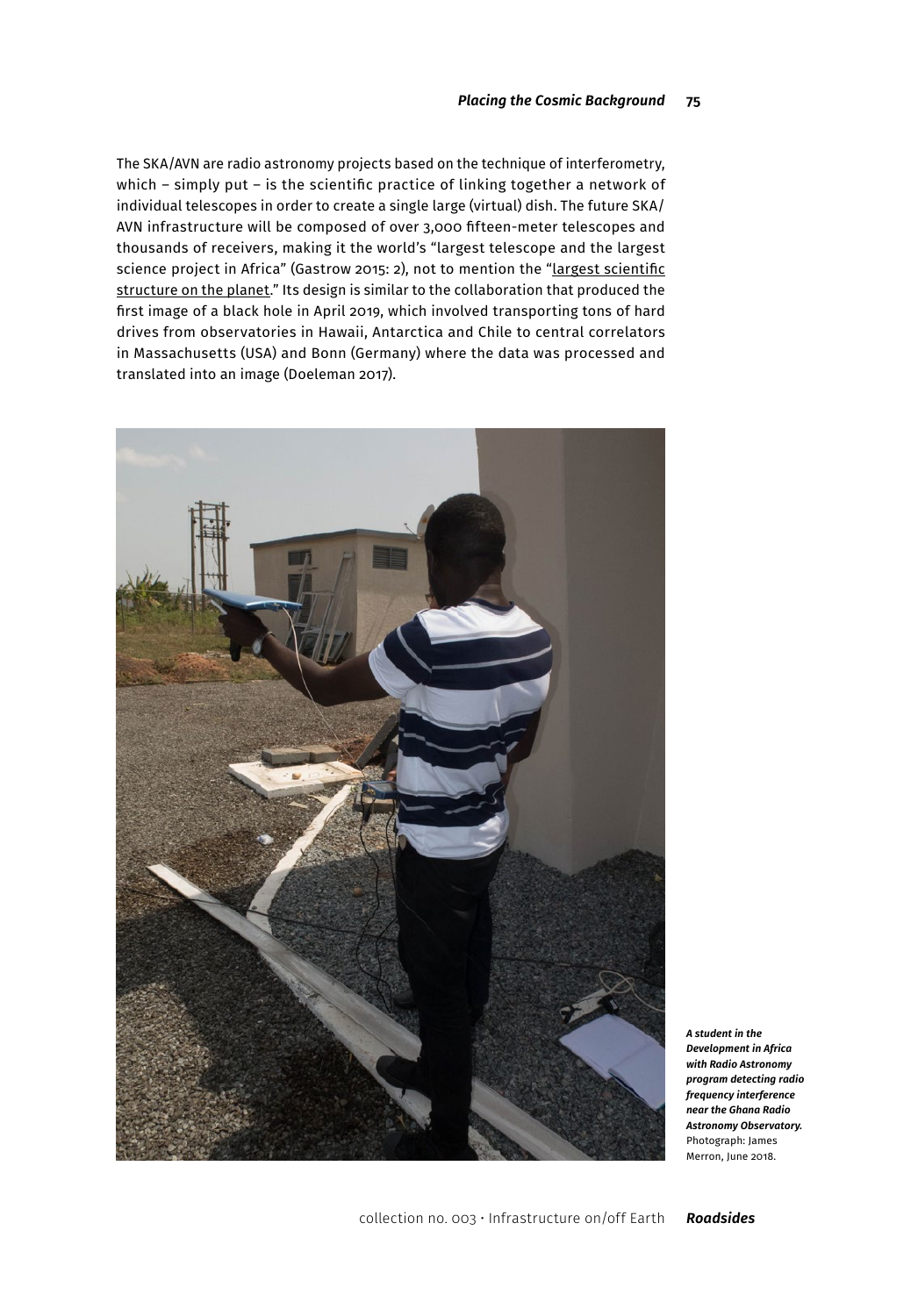The SKA/AVN are radio astronomy projects based on the technique of interferometry, which – simply put – is the scientific practice of linking together a network of individual telescopes in order to create a single large (virtual) dish. The future SKA/AVN infrastructure will be composed of over 3,000 fifteen-meter telescopes and thousands of receivers, making it the world's "largest telescope and the largest science project in Africa" (Gastrow 2015: 2), not to mention the "largest scientific structure on the planet." Its design is similar to the collaboration that produced the first image of a black hole in April 2019, which involved transporting tons of hard drives from observatories in Hawaii, Antarctica and Chile to central correlators in Massachusetts (USA) and Bonn (Germany) where the data was processed and translated into an image (Doeleman 2017).

***A student in the Development in Africa with Radio Astronomy program detecting radio frequency interference near the Ghana Radio Astronomy Observatory.*** Photograph: James Merron, June 2018.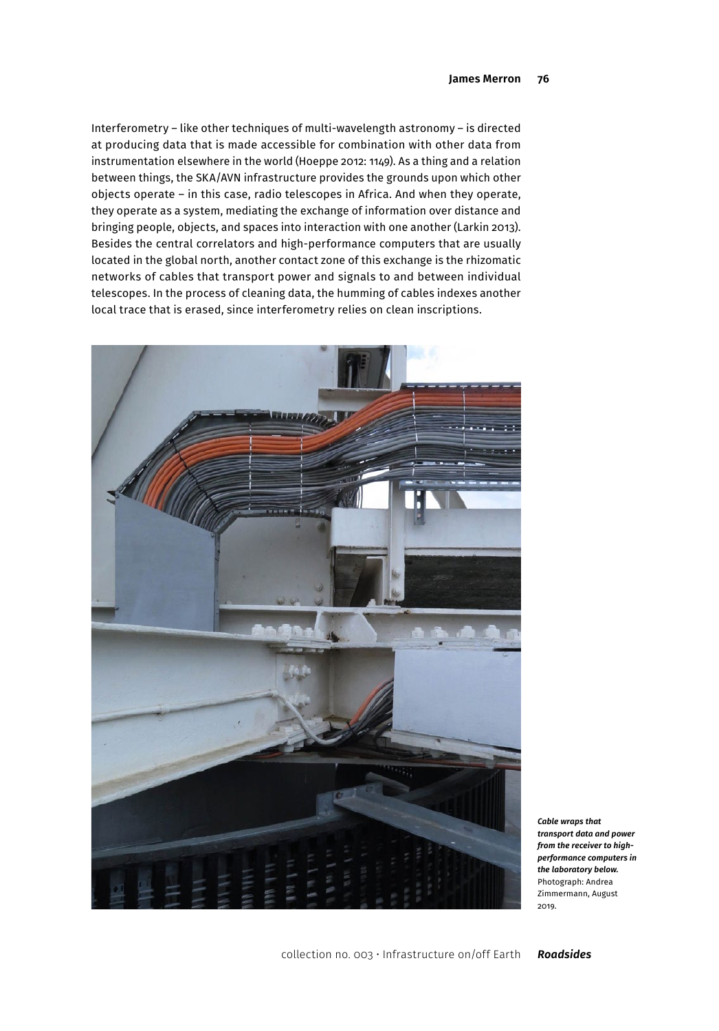Interferometry – like other techniques of multi-wavelength astronomy – is directed at producing data that is made accessible for combination with other data from instrumentation elsewhere in the world (Hoeppe 2012: 1149). As a thing and a relation between things, the SKA/AVN infrastructure provides the grounds upon which other objects operate – in this case, radio telescopes in Africa. And when they operate, they operate as a system, mediating the exchange of information over distance and bringing people, objects, and spaces into interaction with one another (Larkin 2013). Besides the central correlators and high-performance computers that are usually located in the global north, another contact zone of this exchange is the rhizomatic networks of cables that transport power and signals to and between individual telescopes. In the process of cleaning data, the humming of cables indexes another local trace that is erased, since interferometry relies on clean inscriptions.

***Cable wraps that transport data and power from the receiver to high-performance computers in the laboratory below.*** Photograph: Andrea Zimmermann, August 2019.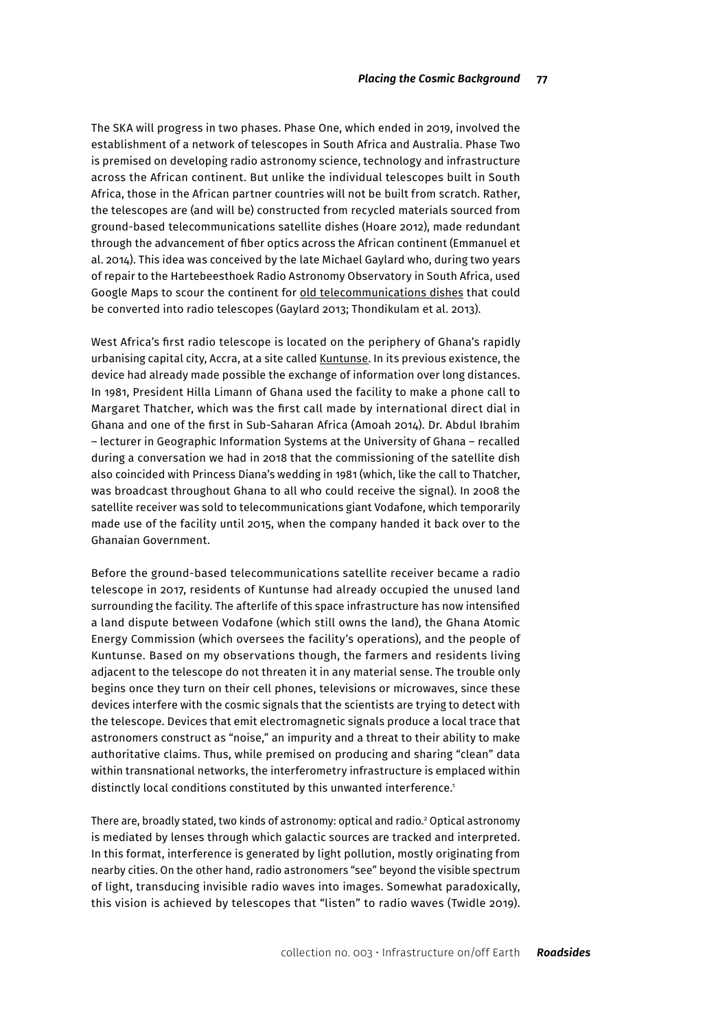The SKA will progress in two phases. Phase One, which ended in 2019, involved the establishment of a network of telescopes in South Africa and Australia. Phase Two is premised on developing radio astronomy science, technology and infrastructure across the African continent. But unlike the individual telescopes built in South Africa, those in the African partner countries will not be built from scratch. Rather, the telescopes are (and will be) constructed from recycled materials sourced from ground-based telecommunications satellite dishes (Hoare 2012), made redundant through the advancement of fiber optics across the African continent (Emmanuel et al. 2014). This idea was conceived by the late Michael Gaylard who, during two years of repair to the Hartebeesthoek Radio Astronomy Observatory in South Africa, used Google Maps to scour the continent for old telecommunications dishes that could be converted into radio telescopes (Gaylard 2013; Thondikulam et al. 2013).

West Africa's first radio telescope is located on the periphery of Ghana's rapidly urbanising capital city, Accra, at a site called Kuntunse. In its previous existence, the device had already made possible the exchange of information over long distances. In 1981, President Hilla Limann of Ghana used the facility to make a phone call to Margaret Thatcher, which was the first call made by international direct dial in Ghana and one of the first in Sub-Saharan Africa (Amoah 2014). Dr. Abdul Ibrahim – lecturer in Geographic Information Systems at the University of Ghana – recalled during a conversation we had in 2018 that the commissioning of the satellite dish also coincided with Princess Diana's wedding in 1981 (which, like the call to Thatcher, was broadcast throughout Ghana to all who could receive the signal). In 2008 the satellite receiver was sold to telecommunications giant Vodafone, which temporarily made use of the facility until 2015, when the company handed it back over to the Ghanaian Government.

Before the ground-based telecommunications satellite receiver became a radio telescope in 2017, residents of Kuntunse had already occupied the unused land surrounding the facility. The afterlife of this space infrastructure has now intensified a land dispute between Vodafone (which still owns the land), the Ghana Atomic Energy Commission (which oversees the facility's operations), and the people of Kuntunse. Based on my observations though, the farmers and residents living adjacent to the telescope do not threaten it in any material sense. The trouble only begins once they turn on their cell phones, televisions or microwaves, since these devices interfere with the cosmic signals that the scientists are trying to detect with the telescope. Devices that emit electromagnetic signals produce a local trace that astronomers construct as "noise," an impurity and a threat to their ability to make authoritative claims. Thus, while premised on producing and sharing "clean" data within transnational networks, the interferometry infrastructure is emplaced within distinctly local conditions constituted by this unwanted interference.[1]

There are, broadly stated, two kinds of astronomy: optical and radio.[2] Optical astronomy is mediated by lenses through which galactic sources are tracked and interpreted. In this format, interference is generated by light pollution, mostly originating from nearby cities. On the other hand, radio astronomers "see" beyond the visible spectrum of light, transducing invisible radio waves into images. Somewhat paradoxically, this vision is achieved by telescopes that "listen" to radio waves (Twidle 2019).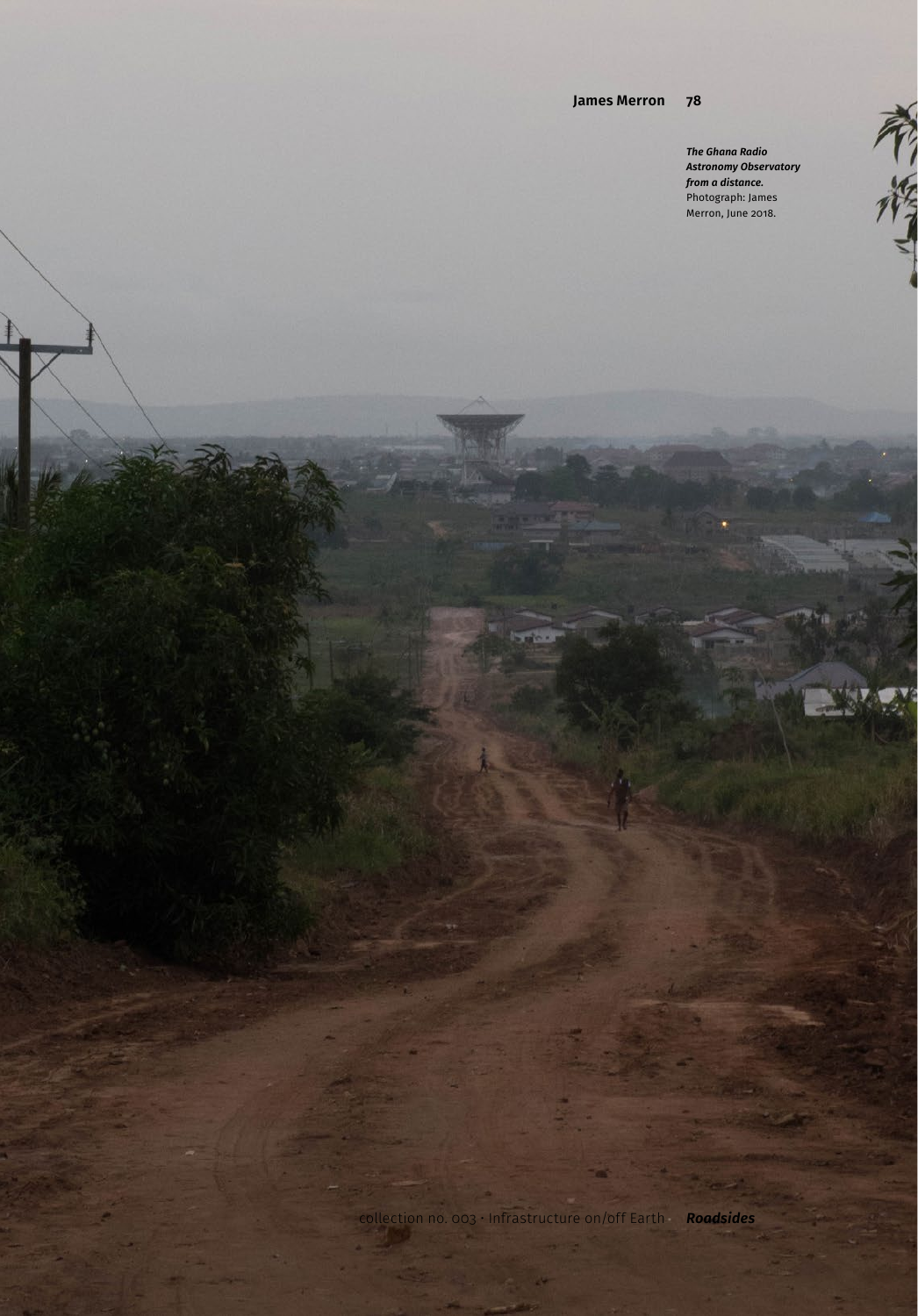***The Ghana Radio Astronomy Observatory from a distance.*** Photograph: James Merron, June 2018.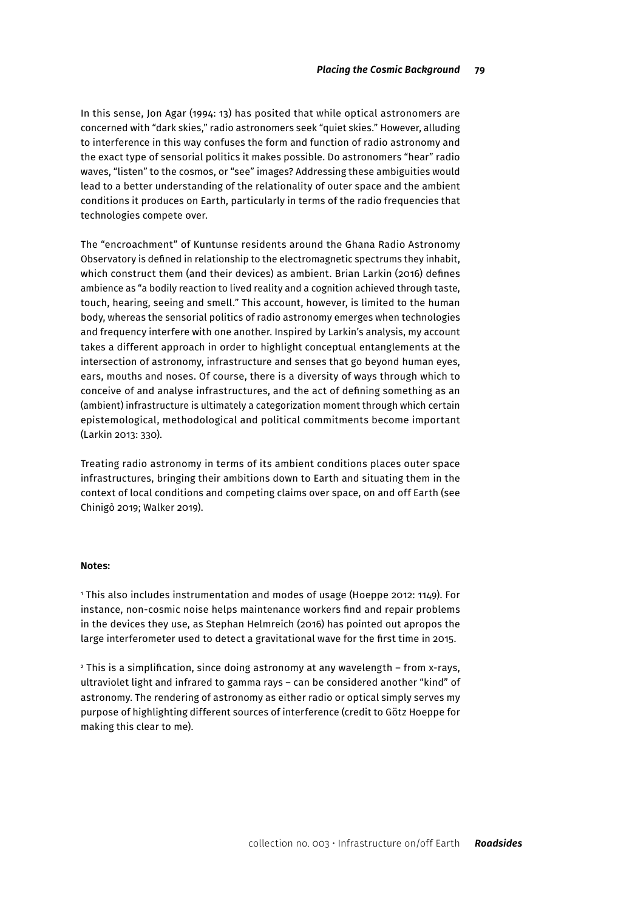In this sense, Jon Agar (1994: 13) has posited that while optical astronomers are concerned with "dark skies," radio astronomers seek "quiet skies." However, alluding to interference in this way confuses the form and function of radio astronomy and the exact type of sensorial politics it makes possible. Do astronomers "hear" radio waves, "listen" to the cosmos, or "see" images? Addressing these ambiguities would lead to a better understanding of the relationality of outer space and the ambient conditions it produces on Earth, particularly in terms of the radio frequencies that technologies compete over.

The "encroachment" of Kuntunse residents around the Ghana Radio Astronomy Observatory is defined in relationship to the electromagnetic spectrums they inhabit, which construct them (and their devices) as ambient. Brian Larkin (2016) defines ambience as "a bodily reaction to lived reality and a cognition achieved through taste, touch, hearing, seeing and smell." This account, however, is limited to the human body, whereas the sensorial politics of radio astronomy emerges when technologies and frequency interfere with one another. Inspired by Larkin's analysis, my account takes a different approach in order to highlight conceptual entanglements at the intersection of astronomy, infrastructure and senses that go beyond human eyes, ears, mouths and noses. Of course, there is a diversity of ways through which to conceive of and analyse infrastructures, and the act of defining something as an (ambient) infrastructure is ultimately a categorization moment through which certain epistemological, methodological and political commitments become important (Larkin 2013: 330).

Treating radio astronomy in terms of its ambient conditions places outer space infrastructures, bringing their ambitions down to Earth and situating them in the context of local conditions and competing claims over space, on and off Earth (see Chinigò 2019; Walker 2019).

**Notes:**

[1] This also includes instrumentation and modes of usage (Hoeppe 2012: 1149). For instance, non-cosmic noise helps maintenance workers find and repair problems in the devices they use, as Stephan Helmreich (2016) has pointed out apropos the large interferometer used to detect a gravitational wave for the first time in 2015.

[2] This is a simplification, since doing astronomy at any wavelength – from x-rays, ultraviolet light and infrared to gamma rays – can be considered another "kind" of astronomy. The rendering of astronomy as either radio or optical simply serves my purpose of highlighting different sources of interference (credit to Götz Hoeppe for making this clear to me).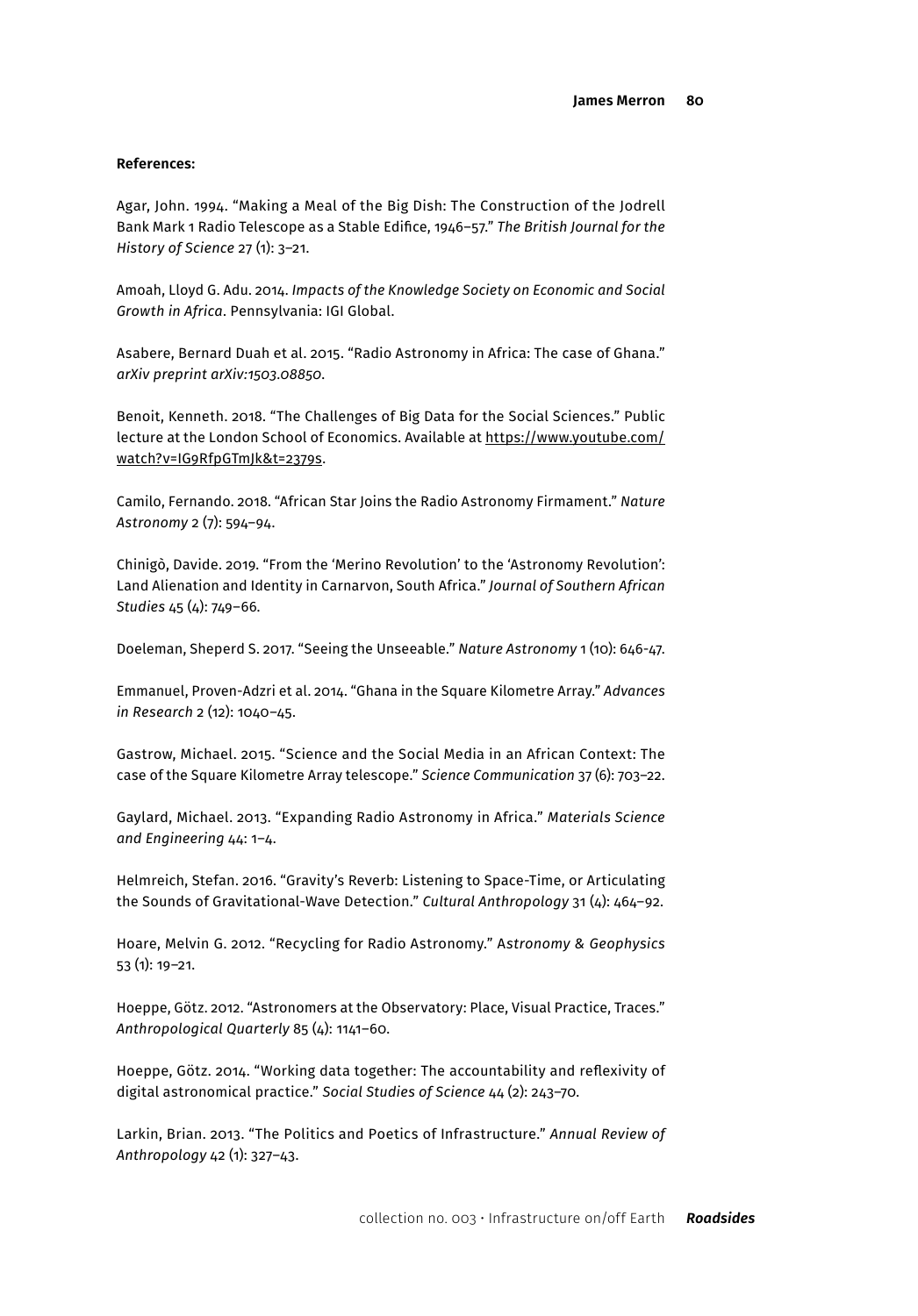**References:**

Agar, John. 1994. "Making a Meal of the Big Dish: The Construction of the Jodrell Bank Mark 1 Radio Telescope as a Stable Edifice, 1946–57." *The British Journal for the History of Science* 27 (1): 3–21.

Amoah, Lloyd G. Adu. 2014. *Impacts of the Knowledge Society on Economic and Social Growth in Africa*. Pennsylvania: IGI Global.

Asabere, Bernard Duah et al. 2015. "Radio Astronomy in Africa: The case of Ghana." *arXiv preprint arXiv:1503.08850*.

Benoit, Kenneth. 2018. "The Challenges of Big Data for the Social Sciences." Public lecture at the London School of Economics. Available at https://www.youtube.com/watch?v=IG9RfpGTmJk&t=2379s.

Camilo, Fernando. 2018. "African Star Joins the Radio Astronomy Firmament." *Nature Astronomy* 2 (7): 594–94.

Chinigò, Davide. 2019. "From the 'Merino Revolution' to the 'Astronomy Revolution': Land Alienation and Identity in Carnarvon, South Africa." *Journal of Southern African Studies* 45 (4): 749–66.

Doeleman, Sheperd S. 2017. "Seeing the Unseeable." *Nature Astronomy* 1 (10): 646-47.

Emmanuel, Proven-Adzri et al. 2014. "Ghana in the Square Kilometre Array." *Advances in Research* 2 (12): 1040–45.

Gastrow, Michael. 2015. "Science and the Social Media in an African Context: The case of the Square Kilometre Array telescope." *Science Communication* 37 (6): 703–22.

Gaylard, Michael. 2013. "Expanding Radio Astronomy in Africa." *Materials Science and Engineering* 44: 1–4.

Helmreich, Stefan. 2016. "Gravity's Reverb: Listening to Space-Time, or Articulating the Sounds of Gravitational-Wave Detection." *Cultural Anthropology* 31 (4): 464–92.

Hoare, Melvin G. 2012. "Recycling for Radio Astronomy." *Astronomy & Geophysics* 53 (1): 19–21.

Hoeppe, Götz. 2012. "Astronomers at the Observatory: Place, Visual Practice, Traces." *Anthropological Quarterly* 85 (4): 1141–60.

Hoeppe, Götz. 2014. "Working data together: The accountability and reflexivity of digital astronomical practice." *Social Studies of Science* 44 (2): 243–70.

Larkin, Brian. 2013. "The Politics and Poetics of Infrastructure." *Annual Review of Anthropology* 42 (1): 327–43.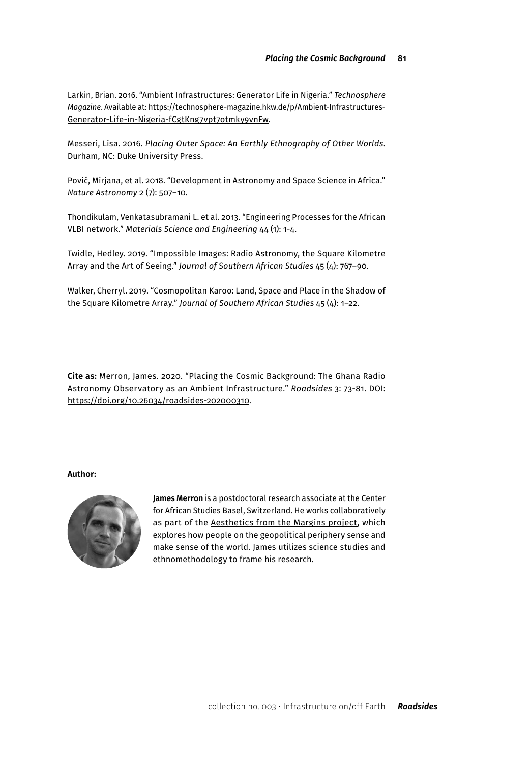Larkin, Brian. 2016. "Ambient Infrastructures: Generator Life in Nigeria." *Technosphere Magazine*. Available at: https://technosphere-magazine.hkw.de/p/Ambient-Infrastructures-Generator-Life-in-Nigeria-fCgtKng7vpt7otmky9vnFw.

Messeri, Lisa. 2016. *Placing Outer Space: An Earthly Ethnography of Other Worlds*. Durham, NC: Duke University Press.

Pović, Mirjana, et al. 2018. "Development in Astronomy and Space Science in Africa." *Nature Astronomy* 2 (7): 507–10.

Thondikulam, Venkatasubramani L. et al. 2013. "Engineering Processes for the African VLBI network." *Materials Science and Engineering* 44 (1): 1-4.

Twidle, Hedley. 2019. "Impossible Images: Radio Astronomy, the Square Kilometre Array and the Art of Seeing." *Journal of Southern African Studies* 45 (4): 767–90.

Walker, Cherryl. 2019. "Cosmopolitan Karoo: Land, Space and Place in the Shadow of the Square Kilometre Array." *Journal of Southern African Studies* 45 (4): 1–22.

---

**Cite as:** Merron, James. 2020. "Placing the Cosmic Background: The Ghana Radio Astronomy Observatory as an Ambient Infrastructure." *Roadsides* 3: 73-81. DOI: https://doi.org/10.26034/roadsides-202000310.

---

**Author:**

**James Merron** is a postdoctoral research associate at the Center for African Studies Basel, Switzerland. He works collaboratively as part of the Aesthetics from the Margins project, which explores how people on the geopolitical periphery sense and make sense of the world. James utilizes science studies and ethnomethodology to frame his research.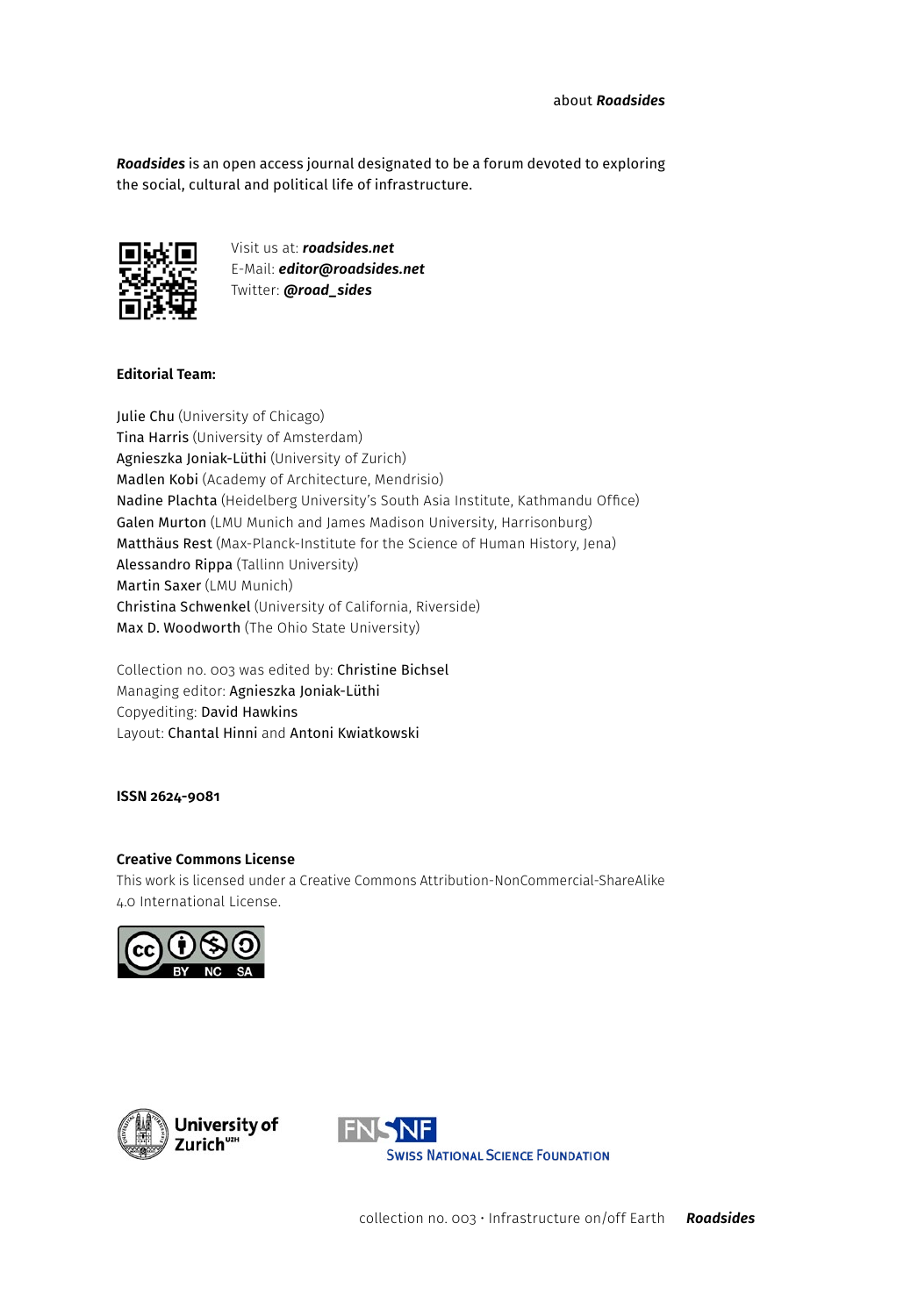about ***Roadsides***

***Roadsides*** is an open access journal designated to be a forum devoted to exploring the social, cultural and political life of infrastructure.

Visit us at: ***roadsides.net***
E-Mail: ***editor@roadsides.net***
Twitter: ***@road_sides***

**Editorial Team:**

Julie Chu (University of Chicago)
Tina Harris (University of Amsterdam)
Agnieszka Joniak-Lüthi (University of Zurich)
Madlen Kobi (Academy of Architecture, Mendrisio)
Nadine Plachta (Heidelberg University's South Asia Institute, Kathmandu Office)
Galen Murton (LMU Munich and James Madison University, Harrisonburg)
Matthäus Rest (Max-Planck-Institute for the Science of Human History, Jena)
Alessandro Rippa (Tallinn University)
Martin Saxer (LMU Munich)
Christina Schwenkel (University of California, Riverside)
Max D. Woodworth (The Ohio State University)

Collection no. 003 was edited by: Christine Bichsel
Managing editor: Agnieszka Joniak-Lüthi
Copyediting: David Hawkins
Layout: Chantal Hinni and Antoni Kwiatkowski

**ISSN 2624-9081**

**Creative Commons License**
This work is licensed under a Creative Commons Attribution-NonCommercial-ShareAlike 4.0 International License.

University of Zurich[UZH]

FNSNF Swiss National Science Foundation